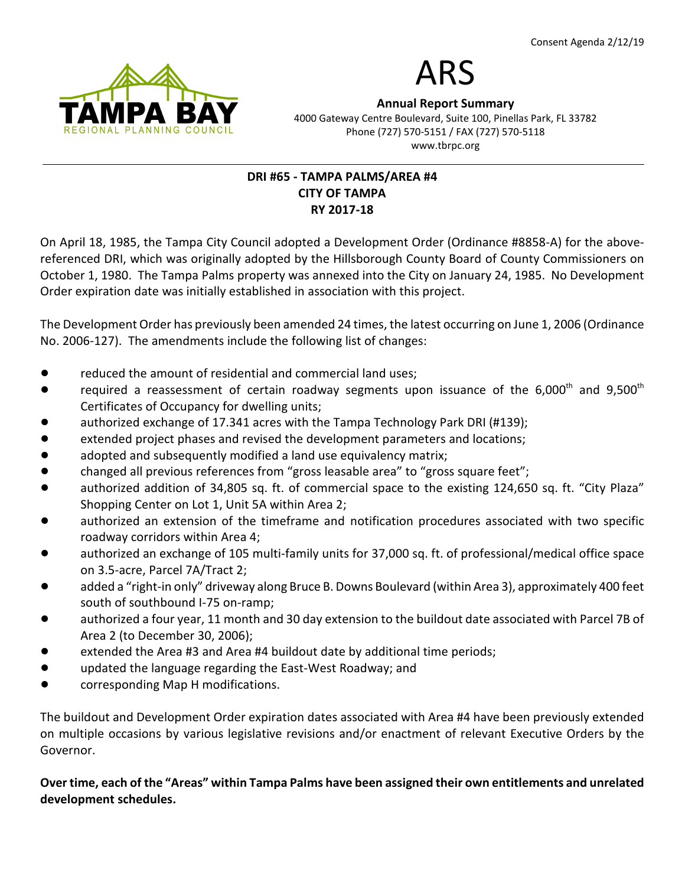Consent Agenda 2/12/19

# ARS

**Annual Report Summary**
4000 Gateway Centre Boulevard, Suite 100, Pinellas Park, FL 33782
Phone (727) 570-5151 / FAX (727) 570-5118
www.tbrpc.org

TAMPA BAY
REGIONAL PLANNING COUNCIL

## DRI #65 - TAMPA PALMS/AREA #4
## CITY OF TAMPA
## RY 2017-18

On April 18, 1985, the Tampa City Council adopted a Development Order (Ordinance #8858-A) for the above-referenced DRI, which was originally adopted by the Hillsborough County Board of County Commissioners on October 1, 1980. The Tampa Palms property was annexed into the City on January 24, 1985. No Development Order expiration date was initially established in association with this project.

The Development Order has previously been amended 24 times, the latest occurring on June 1, 2006 (Ordinance No. 2006-127). The amendments include the following list of changes:

- reduced the amount of residential and commercial land uses;
- required a reassessment of certain roadway segments upon issuance of the 6,000th and 9,500th Certificates of Occupancy for dwelling units;
- authorized exchange of 17.341 acres with the Tampa Technology Park DRI (#139);
- extended project phases and revised the development parameters and locations;
- adopted and subsequently modified a land use equivalency matrix;
- changed all previous references from "gross leasable area" to "gross square feet";
- authorized addition of 34,805 sq. ft. of commercial space to the existing 124,650 sq. ft. "City Plaza" Shopping Center on Lot 1, Unit 5A within Area 2;
- authorized an extension of the timeframe and notification procedures associated with two specific roadway corridors within Area 4;
- authorized an exchange of 105 multi-family units for 37,000 sq. ft. of professional/medical office space on 3.5-acre, Parcel 7A/Tract 2;
- added a "right-in only" driveway along Bruce B. Downs Boulevard (within Area 3), approximately 400 feet south of southbound I-75 on-ramp;
- authorized a four year, 11 month and 30 day extension to the buildout date associated with Parcel 7B of Area 2 (to December 30, 2006);
- extended the Area #3 and Area #4 buildout date by additional time periods;
- updated the language regarding the East-West Roadway; and
- corresponding Map H modifications.

The buildout and Development Order expiration dates associated with Area #4 have been previously extended on multiple occasions by various legislative revisions and/or enactment of relevant Executive Orders by the Governor.

**Over time, each of the "Areas" within Tampa Palms have been assigned their own entitlements and unrelated development schedules.**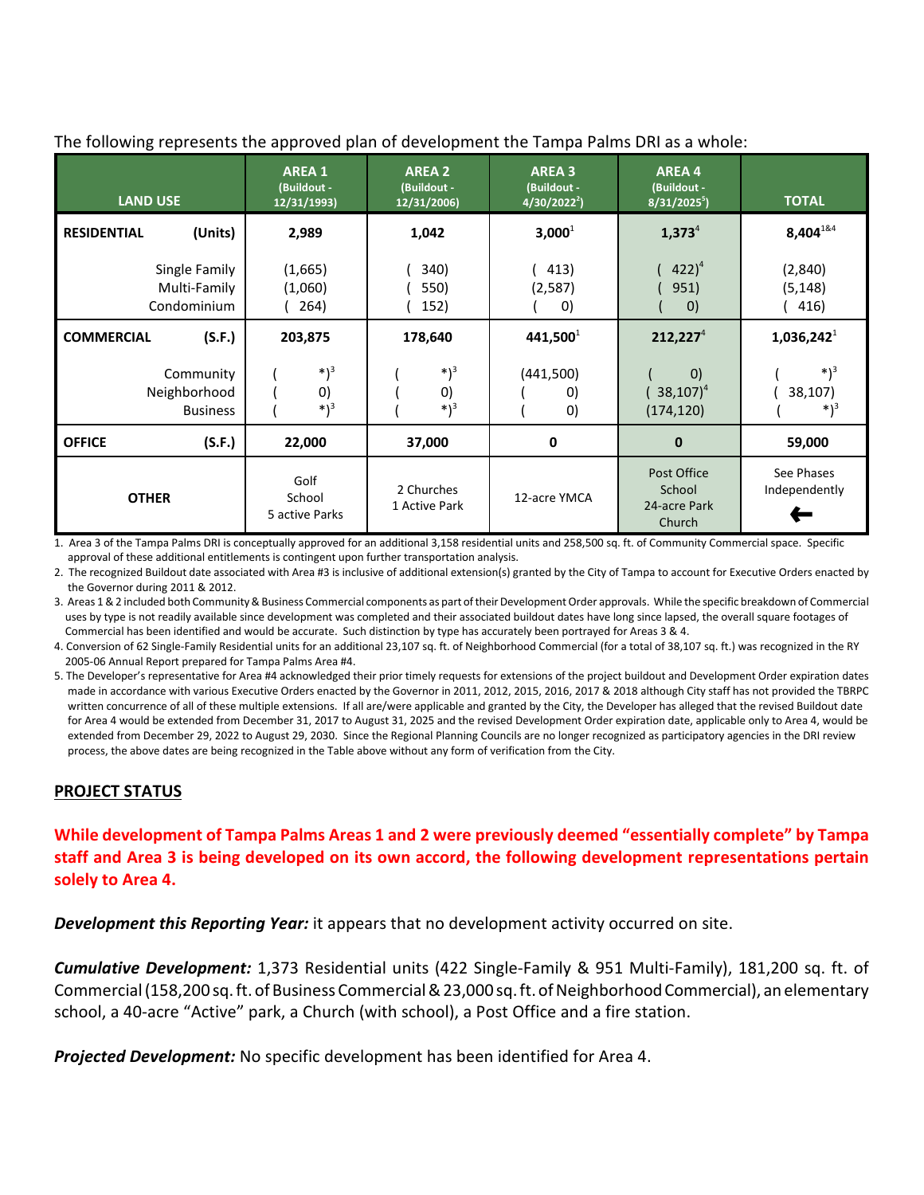The following represents the approved plan of development the Tampa Palms DRI as a whole:

| LAND USE | AREA 1 (Buildout - 12/31/1993) | AREA 2 (Buildout - 12/31/2006) | AREA 3 (Buildout - 4/30/2022[2]) | AREA 4 (Buildout - 8/31/2025[5]) | TOTAL |
|---|---|---|---|---|---|
| **RESIDENTIAL (Units)** | **2,989** | **1,042** | **3,000**[1] | **1,373**[4] | **8,404**[1&4] |
| Single Family | (1,665) | ( 340) | ( 413) | ( 422)[4] | (2,840) |
| Multi-Family | (1,060) | ( 550) | (2,587) | ( 951) | (5,148) |
| Condominium | ( 264) | ( 152) | ( 0) | ( 0) | ( 416) |
| **COMMERCIAL (S.F.)** | **203,875** | **178,640** | **441,500**[1] | **212,227**[4] | **1,036,242**[1] |
| Community | ( *)[3] | ( *)[3] | (441,500) | ( 0) | ( *)[3] |
| Neighborhood | ( 0) | ( 0) | ( 0) | ( 38,107)[4] | ( 38,107) |
| Business | ( *)[3] | ( *)[3] | ( 0) | (174,120) | ( *)[3] |
| **OFFICE (S.F.)** | **22,000** | **37,000** | **0** | **0** | **59,000** |
| **OTHER** | Golf<br>School<br>5 active Parks | 2 Churches<br>1 Active Park | 12-acre YMCA | Post Office<br>School<br>24-acre Park<br>Church | See Phases Independently<br>← |

1. Area 3 of the Tampa Palms DRI is conceptually approved for an additional 3,158 residential units and 258,500 sq. ft. of Community Commercial space. Specific approval of these additional entitlements is contingent upon further transportation analysis.
2. The recognized Buildout date associated with Area #3 is inclusive of additional extension(s) granted by the City of Tampa to account for Executive Orders enacted by the Governor during 2011 & 2012.
3. Areas 1 & 2 included both Community & Business Commercial components as part of their Development Order approvals. While the specific breakdown of Commercial uses by type is not readily available since development was completed and their associated buildout dates have long since lapsed, the overall square footages of Commercial has been identified and would be accurate. Such distinction by type has accurately been portrayed for Areas 3 & 4.
4. Conversion of 62 Single-Family Residential units for an additional 23,107 sq. ft. of Neighborhood Commercial (for a total of 38,107 sq. ft.) was recognized in the RY 2005-06 Annual Report prepared for Tampa Palms Area #4.
5. The Developer's representative for Area #4 acknowledged their prior timely requests for extensions of the project buildout and Development Order expiration dates made in accordance with various Executive Orders enacted by the Governor in 2011, 2012, 2015, 2016, 2017 & 2018 although City staff has not provided the TBRPC written concurrence of all of these multiple extensions. If all are/were applicable and granted by the City, the Developer has alleged that the revised Buildout date for Area 4 would be extended from December 31, 2017 to August 31, 2025 and the revised Development Order expiration date, applicable only to Area 4, would be extended from December 29, 2022 to August 29, 2030. Since the Regional Planning Councils are no longer recognized as participatory agencies in the DRI review process, the above dates are being recognized in the Table above without any form of verification from the City.

## PROJECT STATUS

**While development of Tampa Palms Areas 1 and 2 were previously deemed "essentially complete" by Tampa staff and Area 3 is being developed on its own accord, the following development representations pertain solely to Area 4.**

***Development this Reporting Year:*** it appears that no development activity occurred on site.

***Cumulative Development:*** 1,373 Residential units (422 Single-Family & 951 Multi-Family), 181,200 sq. ft. of Commercial (158,200 sq. ft. of Business Commercial & 23,000 sq. ft. of Neighborhood Commercial), an elementary school, a 40-acre "Active" park, a Church (with school), a Post Office and a fire station.

***Projected Development:*** No specific development has been identified for Area 4.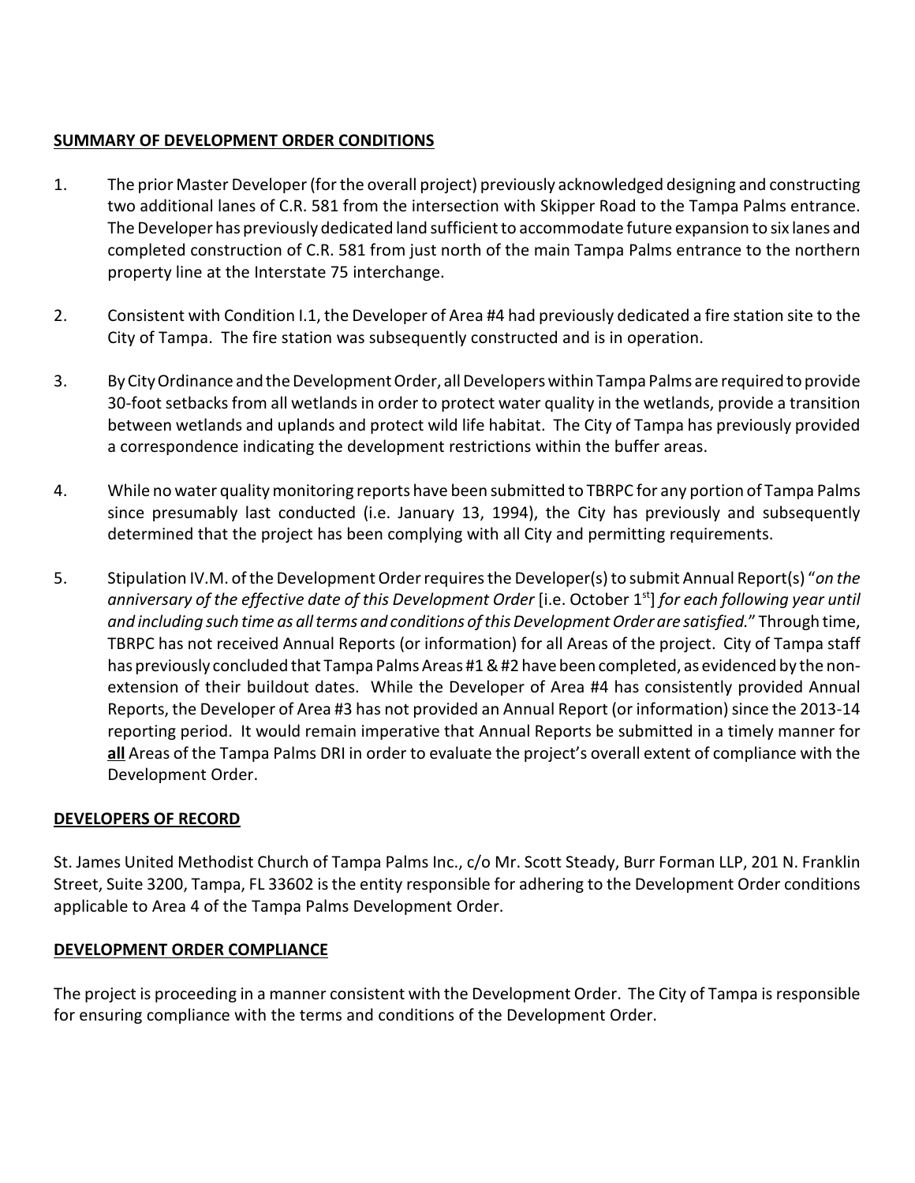**SUMMARY OF DEVELOPMENT ORDER CONDITIONS**

1. The prior Master Developer (for the overall project) previously acknowledged designing and constructing two additional lanes of C.R. 581 from the intersection with Skipper Road to the Tampa Palms entrance. The Developer has previously dedicated land sufficient to accommodate future expansion to six lanes and completed construction of C.R. 581 from just north of the main Tampa Palms entrance to the northern property line at the Interstate 75 interchange.

2. Consistent with Condition I.1, the Developer of Area #4 had previously dedicated a fire station site to the City of Tampa. The fire station was subsequently constructed and is in operation.

3. By City Ordinance and the Development Order, all Developers within Tampa Palms are required to provide 30-foot setbacks from all wetlands in order to protect water quality in the wetlands, provide a transition between wetlands and uplands and protect wild life habitat. The City of Tampa has previously provided a correspondence indicating the development restrictions within the buffer areas.

4. While no water quality monitoring reports have been submitted to TBRPC for any portion of Tampa Palms since presumably last conducted (i.e. January 13, 1994), the City has previously and subsequently determined that the project has been complying with all City and permitting requirements.

5. Stipulation IV.M. of the Development Order requires the Developer(s) to submit Annual Report(s) "*on the anniversary of the effective date of this Development Order* [i.e. October 1st] *for each following year until and including such time as all terms and conditions of this Development Order are satisfied.*" Through time, TBRPC has not received Annual Reports (or information) for all Areas of the project. City of Tampa staff has previously concluded that Tampa Palms Areas #1 & #2 have been completed, as evidenced by the non-extension of their buildout dates. While the Developer of Area #4 has consistently provided Annual Reports, the Developer of Area #3 has not provided an Annual Report (or information) since the 2013-14 reporting period. It would remain imperative that Annual Reports be submitted in a timely manner for **all** Areas of the Tampa Palms DRI in order to evaluate the project's overall extent of compliance with the Development Order.

**DEVELOPERS OF RECORD**

St. James United Methodist Church of Tampa Palms Inc., c/o Mr. Scott Steady, Burr Forman LLP, 201 N. Franklin Street, Suite 3200, Tampa, FL 33602 is the entity responsible for adhering to the Development Order conditions applicable to Area 4 of the Tampa Palms Development Order.

**DEVELOPMENT ORDER COMPLIANCE**

The project is proceeding in a manner consistent with the Development Order. The City of Tampa is responsible for ensuring compliance with the terms and conditions of the Development Order.